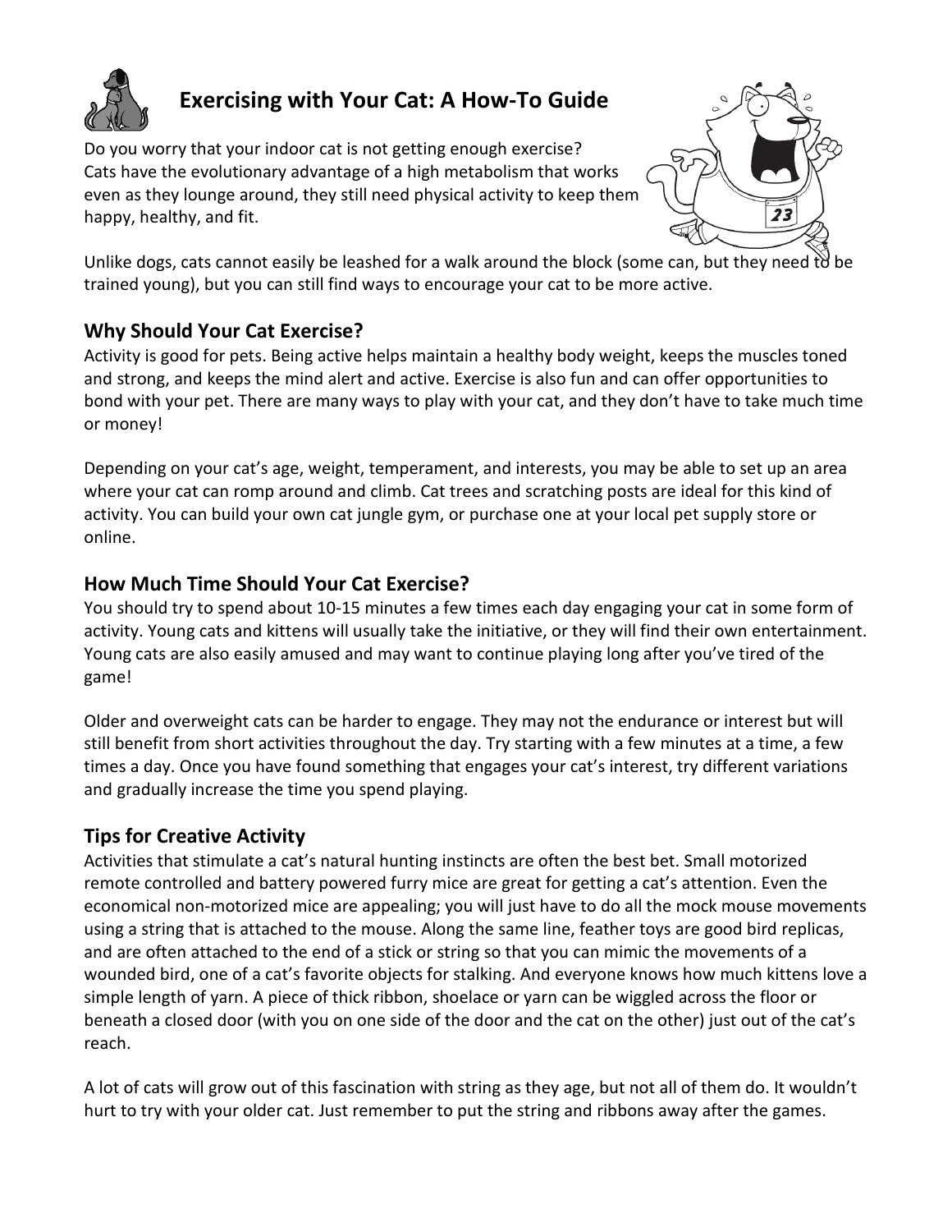# Exercising with Your Cat: A How-To Guide

Do you worry that your indoor cat is not getting enough exercise? Cats have the evolutionary advantage of a high metabolism that works even as they lounge around, they still need physical activity to keep them happy, healthy, and fit.

Unlike dogs, cats cannot easily be leashed for a walk around the block (some can, but they need to be trained young), but you can still find ways to encourage your cat to be more active.

## Why Should Your Cat Exercise?

Activity is good for pets. Being active helps maintain a healthy body weight, keeps the muscles toned and strong, and keeps the mind alert and active. Exercise is also fun and can offer opportunities to bond with your pet. There are many ways to play with your cat, and they don't have to take much time or money!

Depending on your cat's age, weight, temperament, and interests, you may be able to set up an area where your cat can romp around and climb. Cat trees and scratching posts are ideal for this kind of activity. You can build your own cat jungle gym, or purchase one at your local pet supply store or online.

## How Much Time Should Your Cat Exercise?

You should try to spend about 10-15 minutes a few times each day engaging your cat in some form of activity. Young cats and kittens will usually take the initiative, or they will find their own entertainment. Young cats are also easily amused and may want to continue playing long after you've tired of the game!

Older and overweight cats can be harder to engage. They may not the endurance or interest but will still benefit from short activities throughout the day. Try starting with a few minutes at a time, a few times a day. Once you have found something that engages your cat's interest, try different variations and gradually increase the time you spend playing.

## Tips for Creative Activity

Activities that stimulate a cat's natural hunting instincts are often the best bet. Small motorized remote controlled and battery powered furry mice are great for getting a cat's attention. Even the economical non-motorized mice are appealing; you will just have to do all the mock mouse movements using a string that is attached to the mouse. Along the same line, feather toys are good bird replicas, and are often attached to the end of a stick or string so that you can mimic the movements of a wounded bird, one of a cat's favorite objects for stalking. And everyone knows how much kittens love a simple length of yarn. A piece of thick ribbon, shoelace or yarn can be wiggled across the floor or beneath a closed door (with you on one side of the door and the cat on the other) just out of the cat's reach.

A lot of cats will grow out of this fascination with string as they age, but not all of them do. It wouldn't hurt to try with your older cat. Just remember to put the string and ribbons away after the games.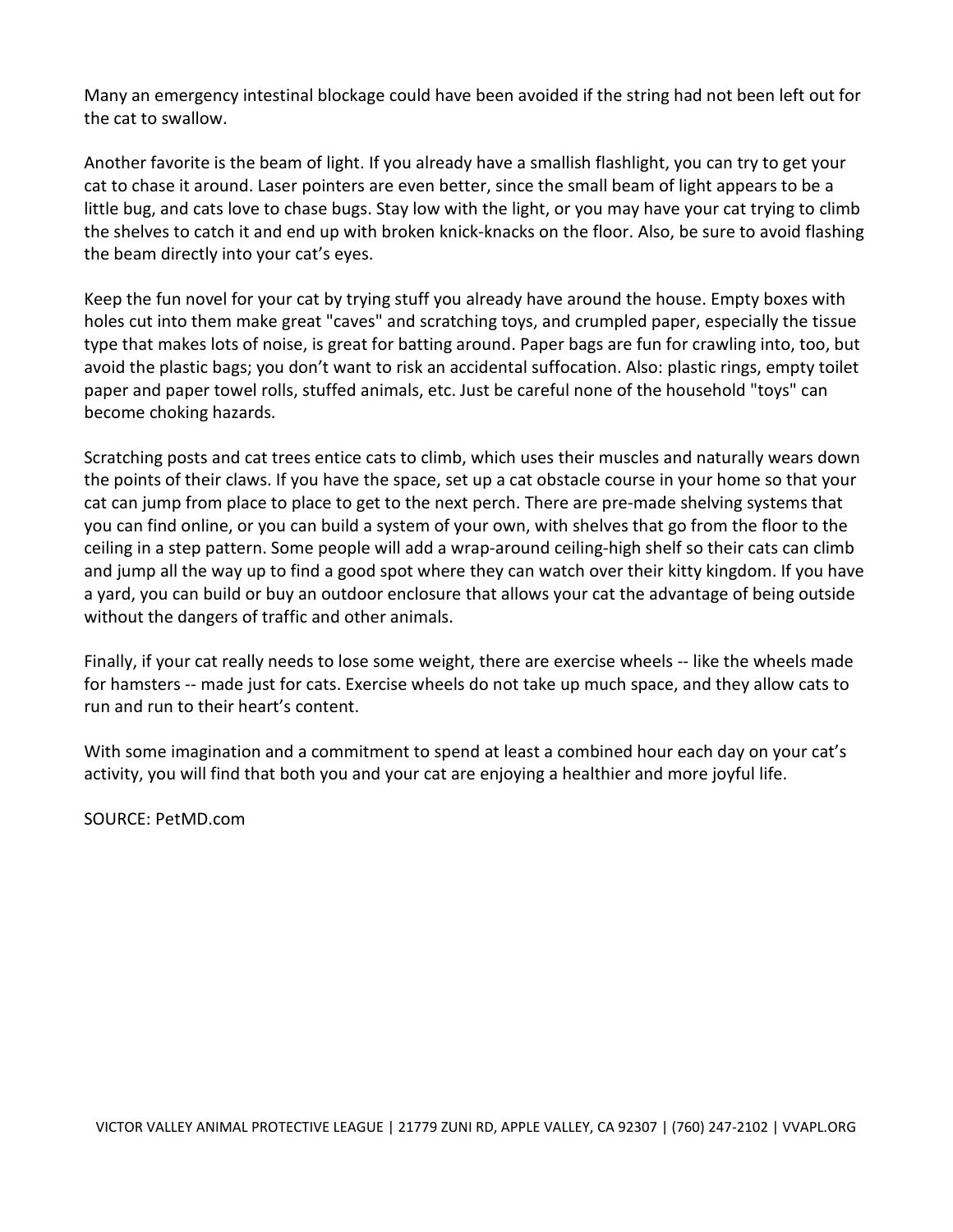Many an emergency intestinal blockage could have been avoided if the string had not been left out for the cat to swallow.

Another favorite is the beam of light. If you already have a smallish flashlight, you can try to get your cat to chase it around. Laser pointers are even better, since the small beam of light appears to be a little bug, and cats love to chase bugs. Stay low with the light, or you may have your cat trying to climb the shelves to catch it and end up with broken knick-knacks on the floor. Also, be sure to avoid flashing the beam directly into your cat's eyes.

Keep the fun novel for your cat by trying stuff you already have around the house. Empty boxes with holes cut into them make great "caves" and scratching toys, and crumpled paper, especially the tissue type that makes lots of noise, is great for batting around. Paper bags are fun for crawling into, too, but avoid the plastic bags; you don't want to risk an accidental suffocation. Also: plastic rings, empty toilet paper and paper towel rolls, stuffed animals, etc. Just be careful none of the household "toys" can become choking hazards.

Scratching posts and cat trees entice cats to climb, which uses their muscles and naturally wears down the points of their claws. If you have the space, set up a cat obstacle course in your home so that your cat can jump from place to place to get to the next perch. There are pre-made shelving systems that you can find online, or you can build a system of your own, with shelves that go from the floor to the ceiling in a step pattern. Some people will add a wrap-around ceiling-high shelf so their cats can climb and jump all the way up to find a good spot where they can watch over their kitty kingdom. If you have a yard, you can build or buy an outdoor enclosure that allows your cat the advantage of being outside without the dangers of traffic and other animals.

Finally, if your cat really needs to lose some weight, there are exercise wheels -- like the wheels made for hamsters -- made just for cats. Exercise wheels do not take up much space, and they allow cats to run and run to their heart's content.

With some imagination and a commitment to spend at least a combined hour each day on your cat's activity, you will find that both you and your cat are enjoying a healthier and more joyful life.

SOURCE: PetMD.com